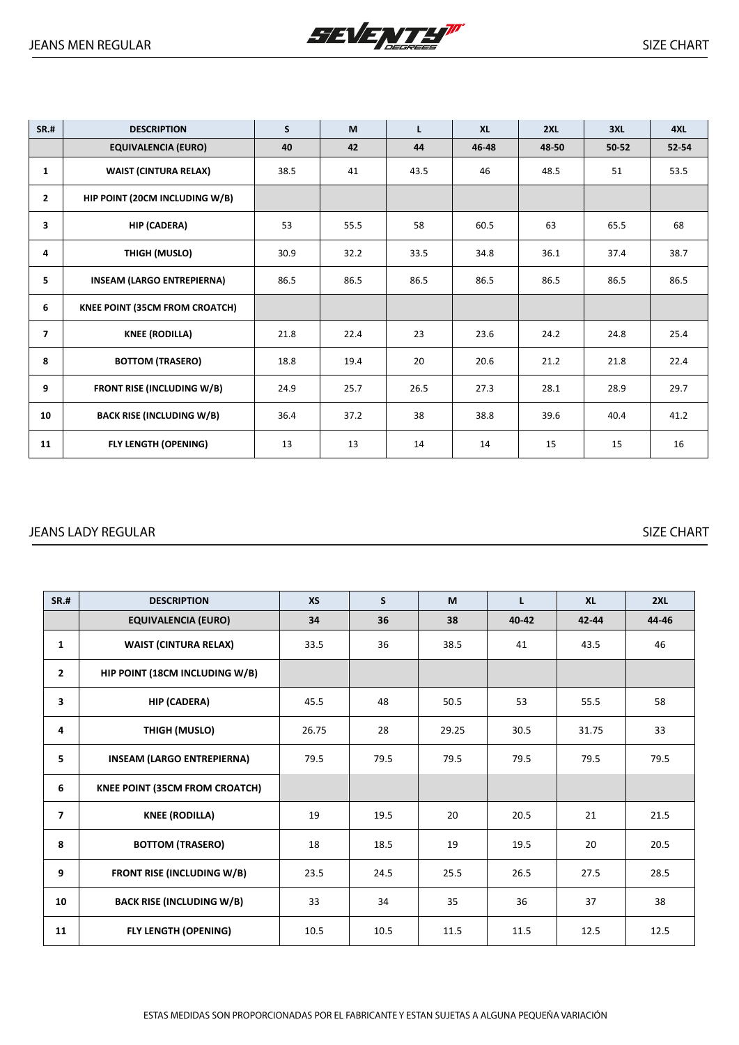## JEANS MEN REGULAR

SIZE CHART

| SR.# | DESCRIPTION | S | M | L | XL | 2XL | 3XL | 4XL |
|---|---|---|---|---|---|---|---|---|
| | EQUIVALENCIA (EURO) | 40 | 42 | 44 | 46-48 | 48-50 | 50-52 | 52-54 |
| 1 | WAIST (CINTURA RELAX) | 38.5 | 41 | 43.5 | 46 | 48.5 | 51 | 53.5 |
| 2 | HIP POINT (20CM INCLUDING W/B) | | | | | | | |
| 3 | HIP (CADERA) | 53 | 55.5 | 58 | 60.5 | 63 | 65.5 | 68 |
| 4 | THIGH (MUSLO) | 30.9 | 32.2 | 33.5 | 34.8 | 36.1 | 37.4 | 38.7 |
| 5 | INSEAM (LARGO ENTREPIERNA) | 86.5 | 86.5 | 86.5 | 86.5 | 86.5 | 86.5 | 86.5 |
| 6 | KNEE POINT (35CM FROM CROATCH) | | | | | | | |
| 7 | KNEE (RODILLA) | 21.8 | 22.4 | 23 | 23.6 | 24.2 | 24.8 | 25.4 |
| 8 | BOTTOM (TRASERO) | 18.8 | 19.4 | 20 | 20.6 | 21.2 | 21.8 | 22.4 |
| 9 | FRONT RISE (INCLUDING W/B) | 24.9 | 25.7 | 26.5 | 27.3 | 28.1 | 28.9 | 29.7 |
| 10 | BACK RISE (INCLUDING W/B) | 36.4 | 37.2 | 38 | 38.8 | 39.6 | 40.4 | 41.2 |
| 11 | FLY LENGTH (OPENING) | 13 | 13 | 14 | 14 | 15 | 15 | 16 |

## JEANS LADY REGULAR

SIZE CHART

| SR.# | DESCRIPTION | XS | S | M | L | XL | 2XL |
|---|---|---|---|---|---|---|---|
| | EQUIVALENCIA (EURO) | 34 | 36 | 38 | 40-42 | 42-44 | 44-46 |
| 1 | WAIST (CINTURA RELAX) | 33.5 | 36 | 38.5 | 41 | 43.5 | 46 |
| 2 | HIP POINT (18CM INCLUDING W/B) | | | | | | |
| 3 | HIP (CADERA) | 45.5 | 48 | 50.5 | 53 | 55.5 | 58 |
| 4 | THIGH (MUSLO) | 26.75 | 28 | 29.25 | 30.5 | 31.75 | 33 |
| 5 | INSEAM (LARGO ENTREPIERNA) | 79.5 | 79.5 | 79.5 | 79.5 | 79.5 | 79.5 |
| 6 | KNEE POINT (35CM FROM CROATCH) | | | | | | |
| 7 | KNEE (RODILLA) | 19 | 19.5 | 20 | 20.5 | 21 | 21.5 |
| 8 | BOTTOM (TRASERO) | 18 | 18.5 | 19 | 19.5 | 20 | 20.5 |
| 9 | FRONT RISE (INCLUDING W/B) | 23.5 | 24.5 | 25.5 | 26.5 | 27.5 | 28.5 |
| 10 | BACK RISE (INCLUDING W/B) | 33 | 34 | 35 | 36 | 37 | 38 |
| 11 | FLY LENGTH (OPENING) | 10.5 | 10.5 | 11.5 | 11.5 | 12.5 | 12.5 |

ESTAS MEDIDAS SON PROPORCIONADAS POR EL FABRICANTE Y ESTAN SUJETAS A ALGUNA PEQUEÑA VARIACIÓN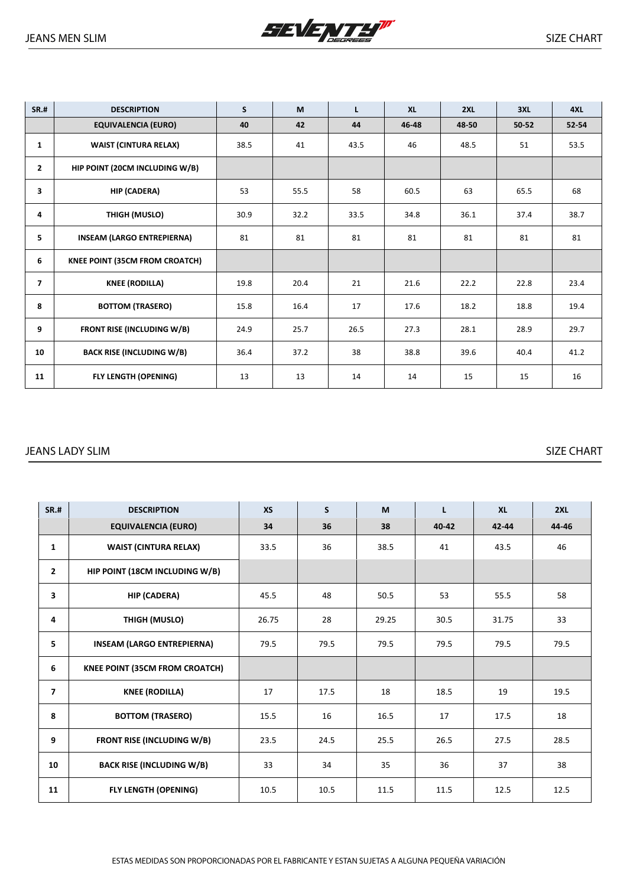## JEANS MEN SLIM

SIZE CHART

| SR.# | DESCRIPTION | S | M | L | XL | 2XL | 3XL | 4XL |
|---|---|---|---|---|---|---|---|---|
| | EQUIVALENCIA (EURO) | 40 | 42 | 44 | 46-48 | 48-50 | 50-52 | 52-54 |
| 1 | WAIST (CINTURA RELAX) | 38.5 | 41 | 43.5 | 46 | 48.5 | 51 | 53.5 |
| 2 | HIP POINT (20CM INCLUDING W/B) | | | | | | | |
| 3 | HIP (CADERA) | 53 | 55.5 | 58 | 60.5 | 63 | 65.5 | 68 |
| 4 | THIGH (MUSLO) | 30.9 | 32.2 | 33.5 | 34.8 | 36.1 | 37.4 | 38.7 |
| 5 | INSEAM (LARGO ENTREPIERNA) | 81 | 81 | 81 | 81 | 81 | 81 | 81 |
| 6 | KNEE POINT (35CM FROM CROATCH) | | | | | | | |
| 7 | KNEE (RODILLA) | 19.8 | 20.4 | 21 | 21.6 | 22.2 | 22.8 | 23.4 |
| 8 | BOTTOM (TRASERO) | 15.8 | 16.4 | 17 | 17.6 | 18.2 | 18.8 | 19.4 |
| 9 | FRONT RISE (INCLUDING W/B) | 24.9 | 25.7 | 26.5 | 27.3 | 28.1 | 28.9 | 29.7 |
| 10 | BACK RISE (INCLUDING W/B) | 36.4 | 37.2 | 38 | 38.8 | 39.6 | 40.4 | 41.2 |
| 11 | FLY LENGTH (OPENING) | 13 | 13 | 14 | 14 | 15 | 15 | 16 |

## JEANS LADY SLIM

SIZE CHART

| SR.# | DESCRIPTION | XS | S | M | L | XL | 2XL |
|---|---|---|---|---|---|---|---|
| | EQUIVALENCIA (EURO) | 34 | 36 | 38 | 40-42 | 42-44 | 44-46 |
| 1 | WAIST (CINTURA RELAX) | 33.5 | 36 | 38.5 | 41 | 43.5 | 46 |
| 2 | HIP POINT (18CM INCLUDING W/B) | | | | | | |
| 3 | HIP (CADERA) | 45.5 | 48 | 50.5 | 53 | 55.5 | 58 |
| 4 | THIGH (MUSLO) | 26.75 | 28 | 29.25 | 30.5 | 31.75 | 33 |
| 5 | INSEAM (LARGO ENTREPIERNA) | 79.5 | 79.5 | 79.5 | 79.5 | 79.5 | 79.5 |
| 6 | KNEE POINT (35CM FROM CROATCH) | | | | | | |
| 7 | KNEE (RODILLA) | 17 | 17.5 | 18 | 18.5 | 19 | 19.5 |
| 8 | BOTTOM (TRASERO) | 15.5 | 16 | 16.5 | 17 | 17.5 | 18 |
| 9 | FRONT RISE (INCLUDING W/B) | 23.5 | 24.5 | 25.5 | 26.5 | 27.5 | 28.5 |
| 10 | BACK RISE (INCLUDING W/B) | 33 | 34 | 35 | 36 | 37 | 38 |
| 11 | FLY LENGTH (OPENING) | 10.5 | 10.5 | 11.5 | 11.5 | 12.5 | 12.5 |

ESTAS MEDIDAS SON PROPORCIONADAS POR EL FABRICANTE Y ESTAN SUJETAS A ALGUNA PEQUEÑA VARIACIÓN